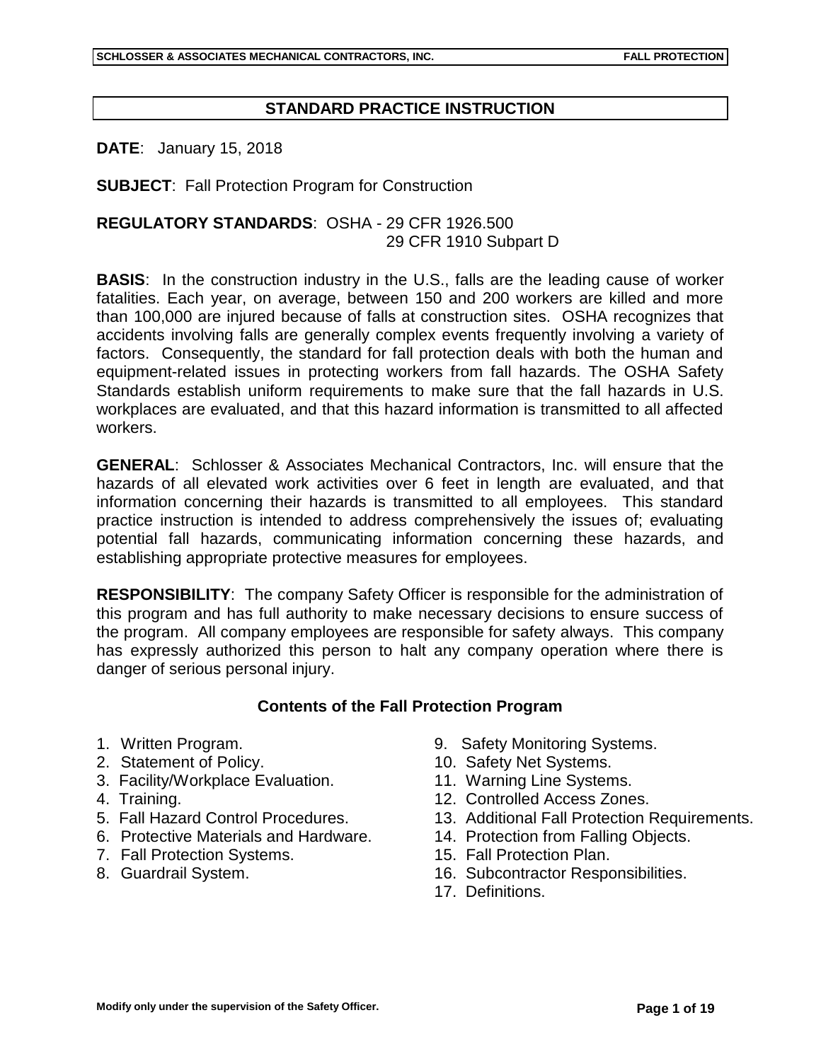## STANDARD PRACTICE INSTRUCTION

**DATE**: January 15, 2018

**SUBJECT**: Fall Protection Program for Construction

**REGULATORY STANDARDS**: OSHA - 29 CFR 1926.500
29 CFR 1910 Subpart D

**BASIS**: In the construction industry in the U.S., falls are the leading cause of worker fatalities. Each year, on average, between 150 and 200 workers are killed and more than 100,000 are injured because of falls at construction sites. OSHA recognizes that accidents involving falls are generally complex events frequently involving a variety of factors. Consequently, the standard for fall protection deals with both the human and equipment-related issues in protecting workers from fall hazards. The OSHA Safety Standards establish uniform requirements to make sure that the fall hazards in U.S. workplaces are evaluated, and that this hazard information is transmitted to all affected workers.

**GENERAL**: Schlosser & Associates Mechanical Contractors, Inc. will ensure that the hazards of all elevated work activities over 6 feet in length are evaluated, and that information concerning their hazards is transmitted to all employees. This standard practice instruction is intended to address comprehensively the issues of; evaluating potential fall hazards, communicating information concerning these hazards, and establishing appropriate protective measures for employees.

**RESPONSIBILITY**: The company Safety Officer is responsible for the administration of this program and has full authority to make necessary decisions to ensure success of the program. All company employees are responsible for safety always. This company has expressly authorized this person to halt any company operation where there is danger of serious personal injury.

### Contents of the Fall Protection Program

1. Written Program.
2. Statement of Policy.
3. Facility/Workplace Evaluation.
4. Training.
5. Fall Hazard Control Procedures.
6. Protective Materials and Hardware.
7. Fall Protection Systems.
8. Guardrail System.
9. Safety Monitoring Systems.
10. Safety Net Systems.
11. Warning Line Systems.
12. Controlled Access Zones.
13. Additional Fall Protection Requirements.
14. Protection from Falling Objects.
15. Fall Protection Plan.
16. Subcontractor Responsibilities.
17. Definitions.

**Modify only under the supervision of the Safety Officer.**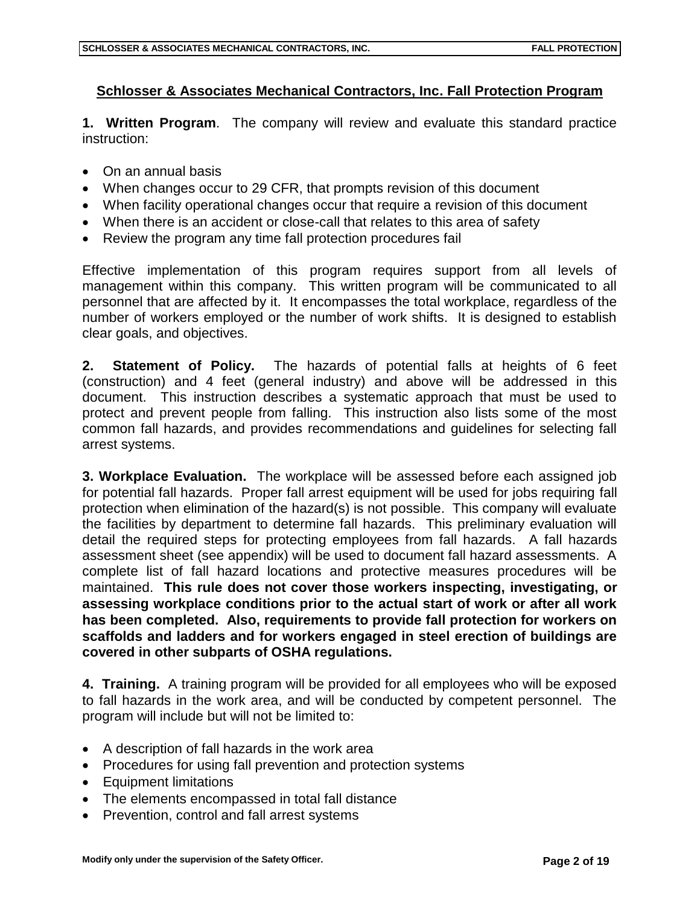## Schlosser & Associates Mechanical Contractors, Inc. Fall Protection Program

**1. Written Program**. The company will review and evaluate this standard practice instruction:

- On an annual basis
- When changes occur to 29 CFR, that prompts revision of this document
- When facility operational changes occur that require a revision of this document
- When there is an accident or close-call that relates to this area of safety
- Review the program any time fall protection procedures fail

Effective implementation of this program requires support from all levels of management within this company. This written program will be communicated to all personnel that are affected by it. It encompasses the total workplace, regardless of the number of workers employed or the number of work shifts. It is designed to establish clear goals, and objectives.

**2. Statement of Policy.** The hazards of potential falls at heights of 6 feet (construction) and 4 feet (general industry) and above will be addressed in this document. This instruction describes a systematic approach that must be used to protect and prevent people from falling. This instruction also lists some of the most common fall hazards, and provides recommendations and guidelines for selecting fall arrest systems.

**3. Workplace Evaluation.** The workplace will be assessed before each assigned job for potential fall hazards. Proper fall arrest equipment will be used for jobs requiring fall protection when elimination of the hazard(s) is not possible. This company will evaluate the facilities by department to determine fall hazards. This preliminary evaluation will detail the required steps for protecting employees from fall hazards. A fall hazards assessment sheet (see appendix) will be used to document fall hazard assessments. A complete list of fall hazard locations and protective measures procedures will be maintained. **This rule does not cover those workers inspecting, investigating, or assessing workplace conditions prior to the actual start of work or after all work has been completed. Also, requirements to provide fall protection for workers on scaffolds and ladders and for workers engaged in steel erection of buildings are covered in other subparts of OSHA regulations.**

**4. Training.** A training program will be provided for all employees who will be exposed to fall hazards in the work area, and will be conducted by competent personnel. The program will include but will not be limited to:

- A description of fall hazards in the work area
- Procedures for using fall prevention and protection systems
- Equipment limitations
- The elements encompassed in total fall distance
- Prevention, control and fall arrest systems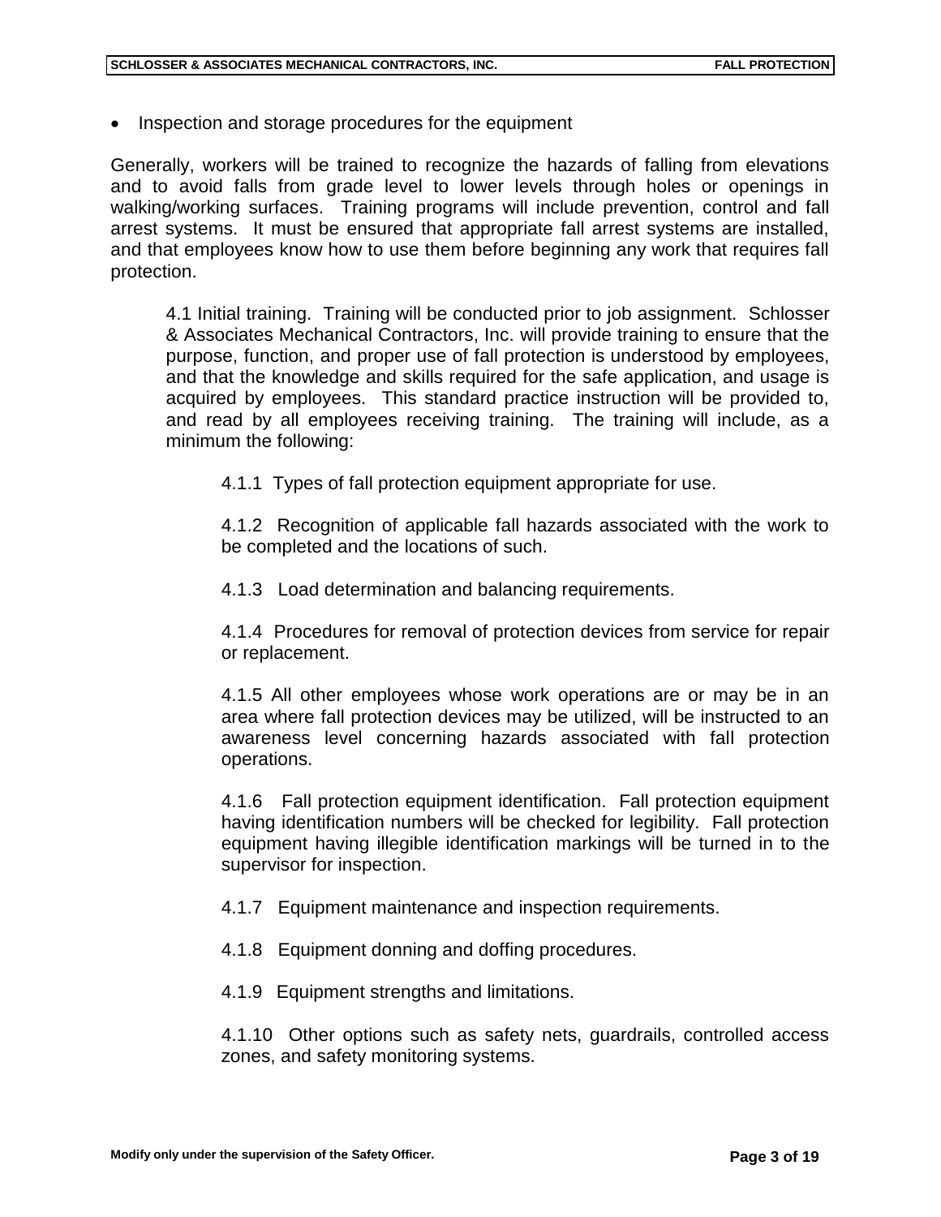- Inspection and storage procedures for the equipment

Generally, workers will be trained to recognize the hazards of falling from elevations and to avoid falls from grade level to lower levels through holes or openings in walking/working surfaces. Training programs will include prevention, control and fall arrest systems. It must be ensured that appropriate fall arrest systems are installed, and that employees know how to use them before beginning any work that requires fall protection.

4.1 Initial training. Training will be conducted prior to job assignment. Schlosser & Associates Mechanical Contractors, Inc. will provide training to ensure that the purpose, function, and proper use of fall protection is understood by employees, and that the knowledge and skills required for the safe application, and usage is acquired by employees. This standard practice instruction will be provided to, and read by all employees receiving training. The training will include, as a minimum the following:

4.1.1 Types of fall protection equipment appropriate for use.

4.1.2 Recognition of applicable fall hazards associated with the work to be completed and the locations of such.

4.1.3 Load determination and balancing requirements.

4.1.4 Procedures for removal of protection devices from service for repair or replacement.

4.1.5 All other employees whose work operations are or may be in an area where fall protection devices may be utilized, will be instructed to an awareness level concerning hazards associated with fall protection operations.

4.1.6 Fall protection equipment identification. Fall protection equipment having identification numbers will be checked for legibility. Fall protection equipment having illegible identification markings will be turned in to the supervisor for inspection.

4.1.7 Equipment maintenance and inspection requirements.

4.1.8 Equipment donning and doffing procedures.

4.1.9 Equipment strengths and limitations.

4.1.10 Other options such as safety nets, guardrails, controlled access zones, and safety monitoring systems.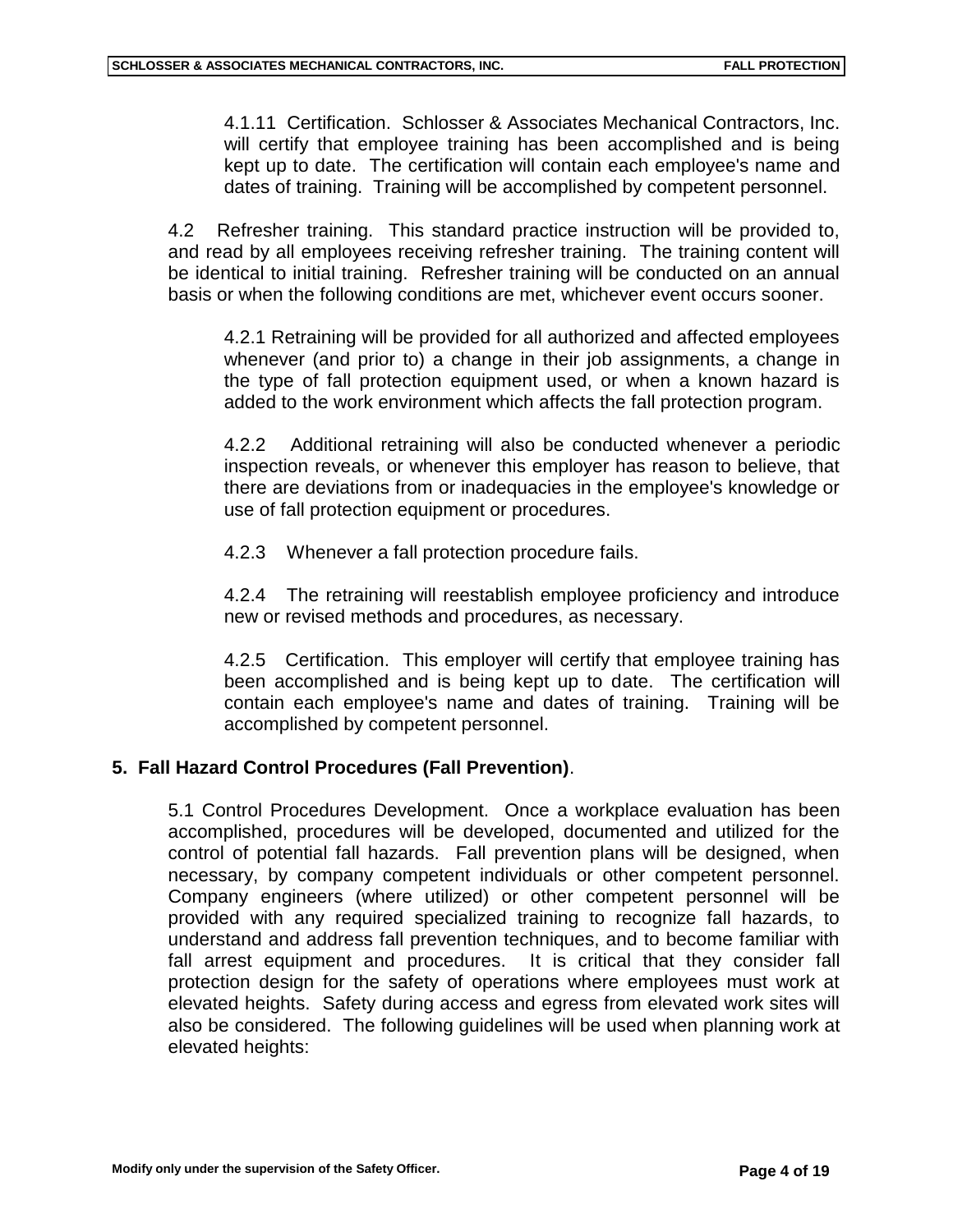4.1.11 Certification. Schlosser & Associates Mechanical Contractors, Inc. will certify that employee training has been accomplished and is being kept up to date. The certification will contain each employee's name and dates of training. Training will be accomplished by competent personnel.

4.2 Refresher training. This standard practice instruction will be provided to, and read by all employees receiving refresher training. The training content will be identical to initial training. Refresher training will be conducted on an annual basis or when the following conditions are met, whichever event occurs sooner.

4.2.1 Retraining will be provided for all authorized and affected employees whenever (and prior to) a change in their job assignments, a change in the type of fall protection equipment used, or when a known hazard is added to the work environment which affects the fall protection program.

4.2.2 Additional retraining will also be conducted whenever a periodic inspection reveals, or whenever this employer has reason to believe, that there are deviations from or inadequacies in the employee's knowledge or use of fall protection equipment or procedures.

4.2.3 Whenever a fall protection procedure fails.

4.2.4 The retraining will reestablish employee proficiency and introduce new or revised methods and procedures, as necessary.

4.2.5 Certification. This employer will certify that employee training has been accomplished and is being kept up to date. The certification will contain each employee's name and dates of training. Training will be accomplished by competent personnel.

## 5. Fall Hazard Control Procedures (Fall Prevention).

5.1 Control Procedures Development. Once a workplace evaluation has been accomplished, procedures will be developed, documented and utilized for the control of potential fall hazards. Fall prevention plans will be designed, when necessary, by company competent individuals or other competent personnel. Company engineers (where utilized) or other competent personnel will be provided with any required specialized training to recognize fall hazards, to understand and address fall prevention techniques, and to become familiar with fall arrest equipment and procedures. It is critical that they consider fall protection design for the safety of operations where employees must work at elevated heights. Safety during access and egress from elevated work sites will also be considered. The following guidelines will be used when planning work at elevated heights:

Modify only under the supervision of the Safety Officer.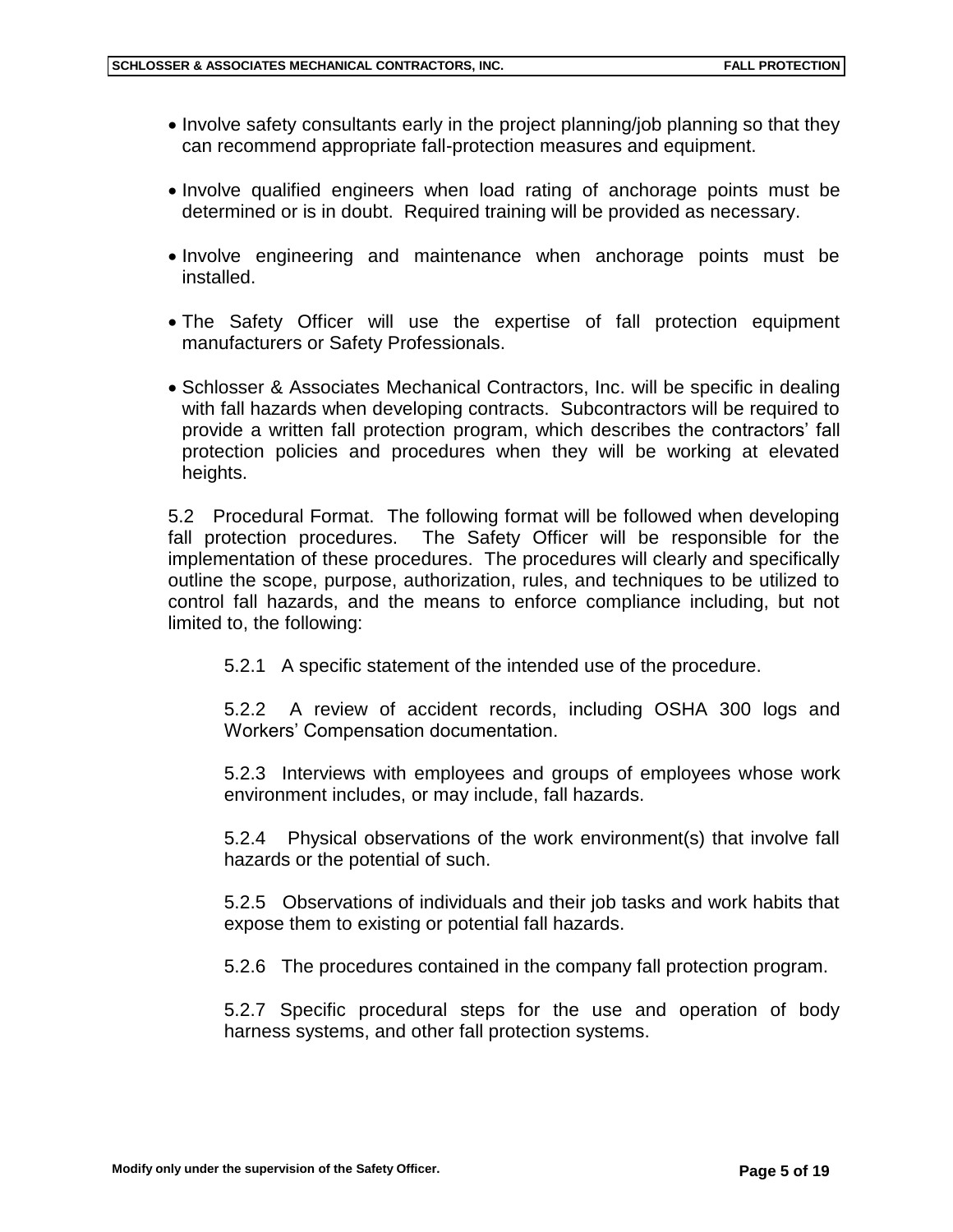- Involve safety consultants early in the project planning/job planning so that they can recommend appropriate fall-protection measures and equipment.

- Involve qualified engineers when load rating of anchorage points must be determined or is in doubt. Required training will be provided as necessary.

- Involve engineering and maintenance when anchorage points must be installed.

- The Safety Officer will use the expertise of fall protection equipment manufacturers or Safety Professionals.

- Schlosser & Associates Mechanical Contractors, Inc. will be specific in dealing with fall hazards when developing contracts. Subcontractors will be required to provide a written fall protection program, which describes the contractors' fall protection policies and procedures when they will be working at elevated heights.

5.2 Procedural Format. The following format will be followed when developing fall protection procedures. The Safety Officer will be responsible for the implementation of these procedures. The procedures will clearly and specifically outline the scope, purpose, authorization, rules, and techniques to be utilized to control fall hazards, and the means to enforce compliance including, but not limited to, the following:

5.2.1 A specific statement of the intended use of the procedure.

5.2.2 A review of accident records, including OSHA 300 logs and Workers' Compensation documentation.

5.2.3 Interviews with employees and groups of employees whose work environment includes, or may include, fall hazards.

5.2.4 Physical observations of the work environment(s) that involve fall hazards or the potential of such.

5.2.5 Observations of individuals and their job tasks and work habits that expose them to existing or potential fall hazards.

5.2.6 The procedures contained in the company fall protection program.

5.2.7 Specific procedural steps for the use and operation of body harness systems, and other fall protection systems.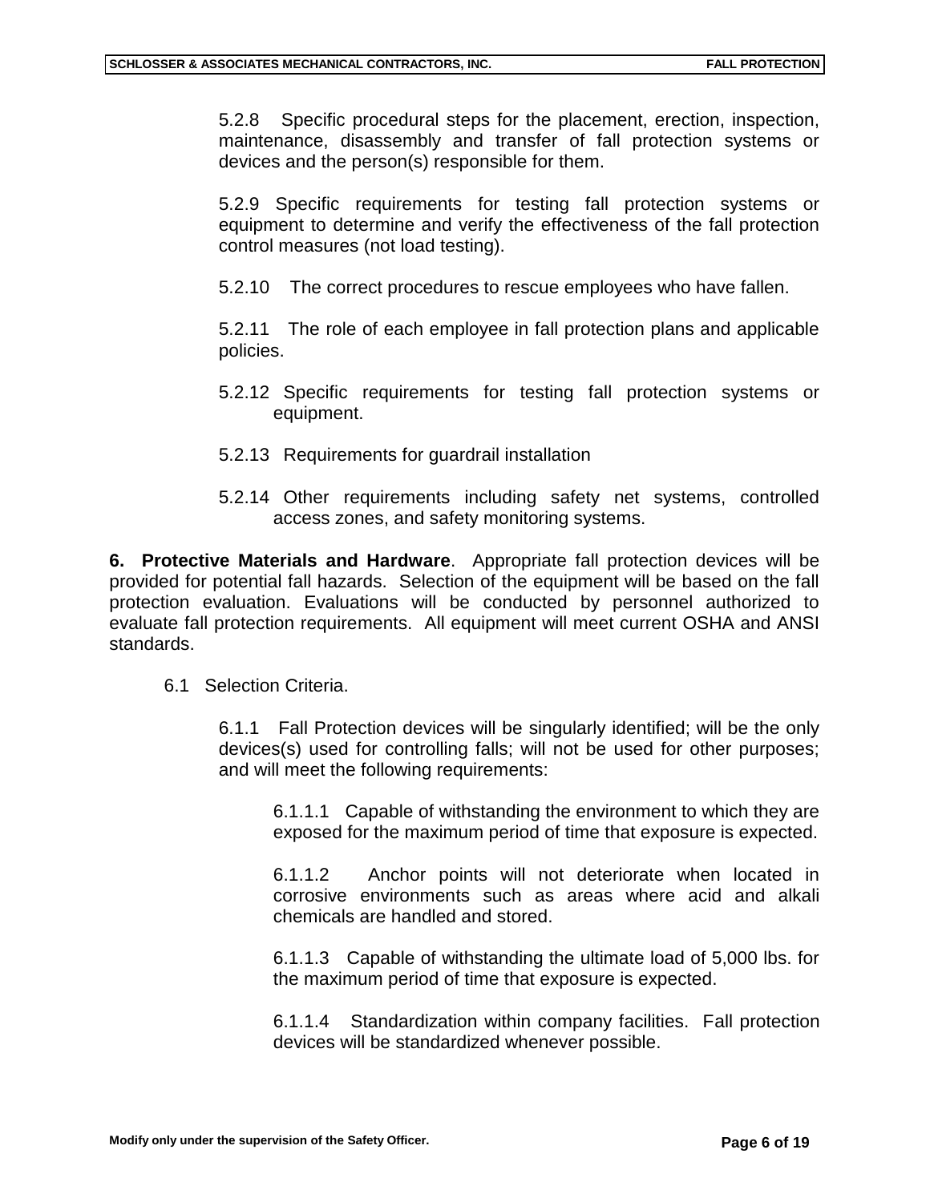5.2.8 Specific procedural steps for the placement, erection, inspection, maintenance, disassembly and transfer of fall protection systems or devices and the person(s) responsible for them.

5.2.9 Specific requirements for testing fall protection systems or equipment to determine and verify the effectiveness of the fall protection control measures (not load testing).

5.2.10 The correct procedures to rescue employees who have fallen.

5.2.11 The role of each employee in fall protection plans and applicable policies.

5.2.12 Specific requirements for testing fall protection systems or equipment.

5.2.13 Requirements for guardrail installation

5.2.14 Other requirements including safety net systems, controlled access zones, and safety monitoring systems.

**6. Protective Materials and Hardware**. Appropriate fall protection devices will be provided for potential fall hazards. Selection of the equipment will be based on the fall protection evaluation. Evaluations will be conducted by personnel authorized to evaluate fall protection requirements. All equipment will meet current OSHA and ANSI standards.

6.1 Selection Criteria.

6.1.1 Fall Protection devices will be singularly identified; will be the only devices(s) used for controlling falls; will not be used for other purposes; and will meet the following requirements:

6.1.1.1 Capable of withstanding the environment to which they are exposed for the maximum period of time that exposure is expected.

6.1.1.2 Anchor points will not deteriorate when located in corrosive environments such as areas where acid and alkali chemicals are handled and stored.

6.1.1.3 Capable of withstanding the ultimate load of 5,000 lbs. for the maximum period of time that exposure is expected.

6.1.1.4 Standardization within company facilities. Fall protection devices will be standardized whenever possible.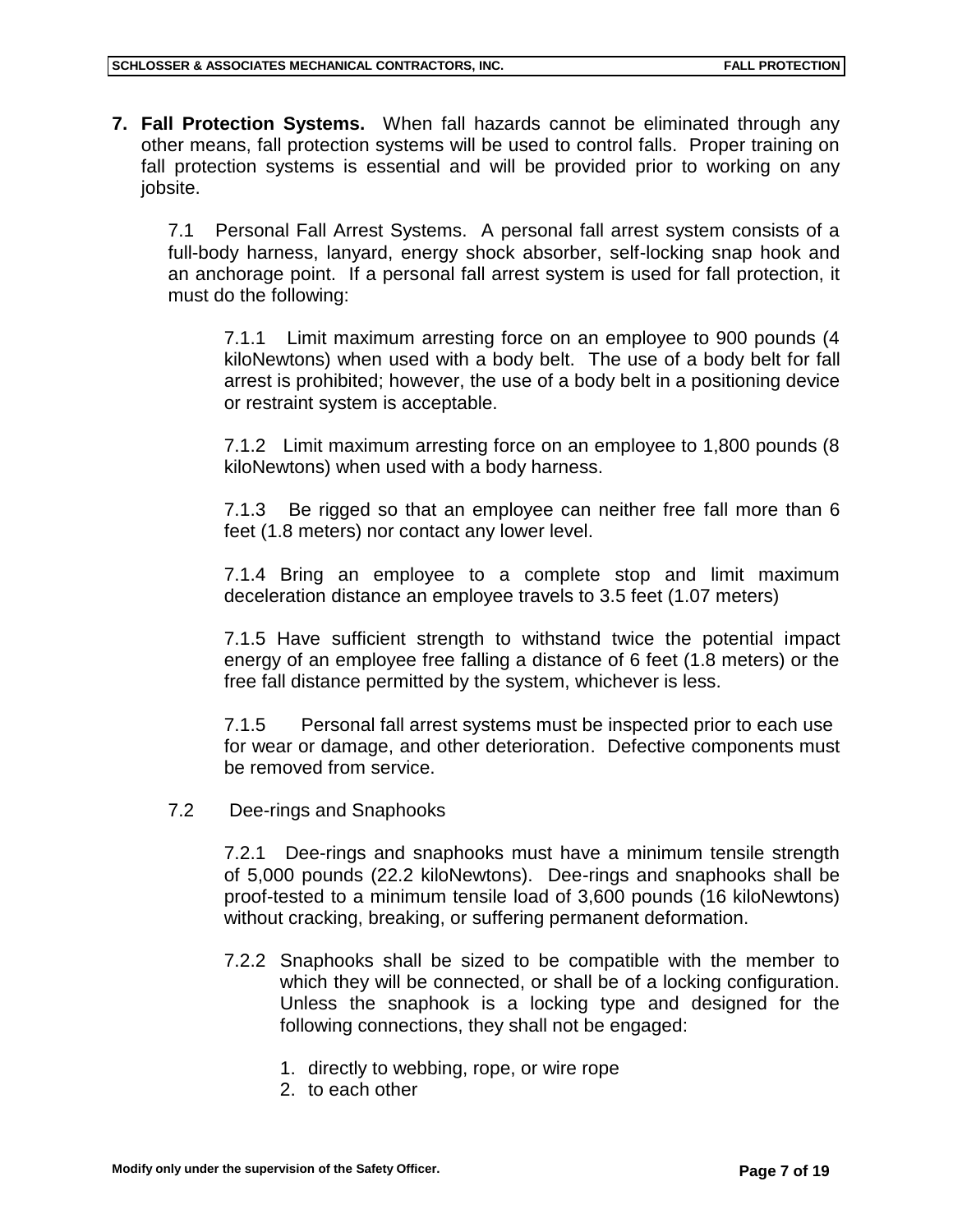**7. Fall Protection Systems.** When fall hazards cannot be eliminated through any other means, fall protection systems will be used to control falls. Proper training on fall protection systems is essential and will be provided prior to working on any jobsite.

7.1 Personal Fall Arrest Systems. A personal fall arrest system consists of a full-body harness, lanyard, energy shock absorber, self-locking snap hook and an anchorage point. If a personal fall arrest system is used for fall protection, it must do the following:

7.1.1 Limit maximum arresting force on an employee to 900 pounds (4 kiloNewtons) when used with a body belt. The use of a body belt for fall arrest is prohibited; however, the use of a body belt in a positioning device or restraint system is acceptable.

7.1.2 Limit maximum arresting force on an employee to 1,800 pounds (8 kiloNewtons) when used with a body harness.

7.1.3 Be rigged so that an employee can neither free fall more than 6 feet (1.8 meters) nor contact any lower level.

7.1.4 Bring an employee to a complete stop and limit maximum deceleration distance an employee travels to 3.5 feet (1.07 meters)

7.1.5 Have sufficient strength to withstand twice the potential impact energy of an employee free falling a distance of 6 feet (1.8 meters) or the free fall distance permitted by the system, whichever is less.

7.1.5 Personal fall arrest systems must be inspected prior to each use for wear or damage, and other deterioration. Defective components must be removed from service.

7.2 Dee-rings and Snaphooks

7.2.1 Dee-rings and snaphooks must have a minimum tensile strength of 5,000 pounds (22.2 kiloNewtons). Dee-rings and snaphooks shall be proof-tested to a minimum tensile load of 3,600 pounds (16 kiloNewtons) without cracking, breaking, or suffering permanent deformation.

7.2.2 Snaphooks shall be sized to be compatible with the member to which they will be connected, or shall be of a locking configuration. Unless the snaphook is a locking type and designed for the following connections, they shall not be engaged:

1. directly to webbing, rope, or wire rope
2. to each other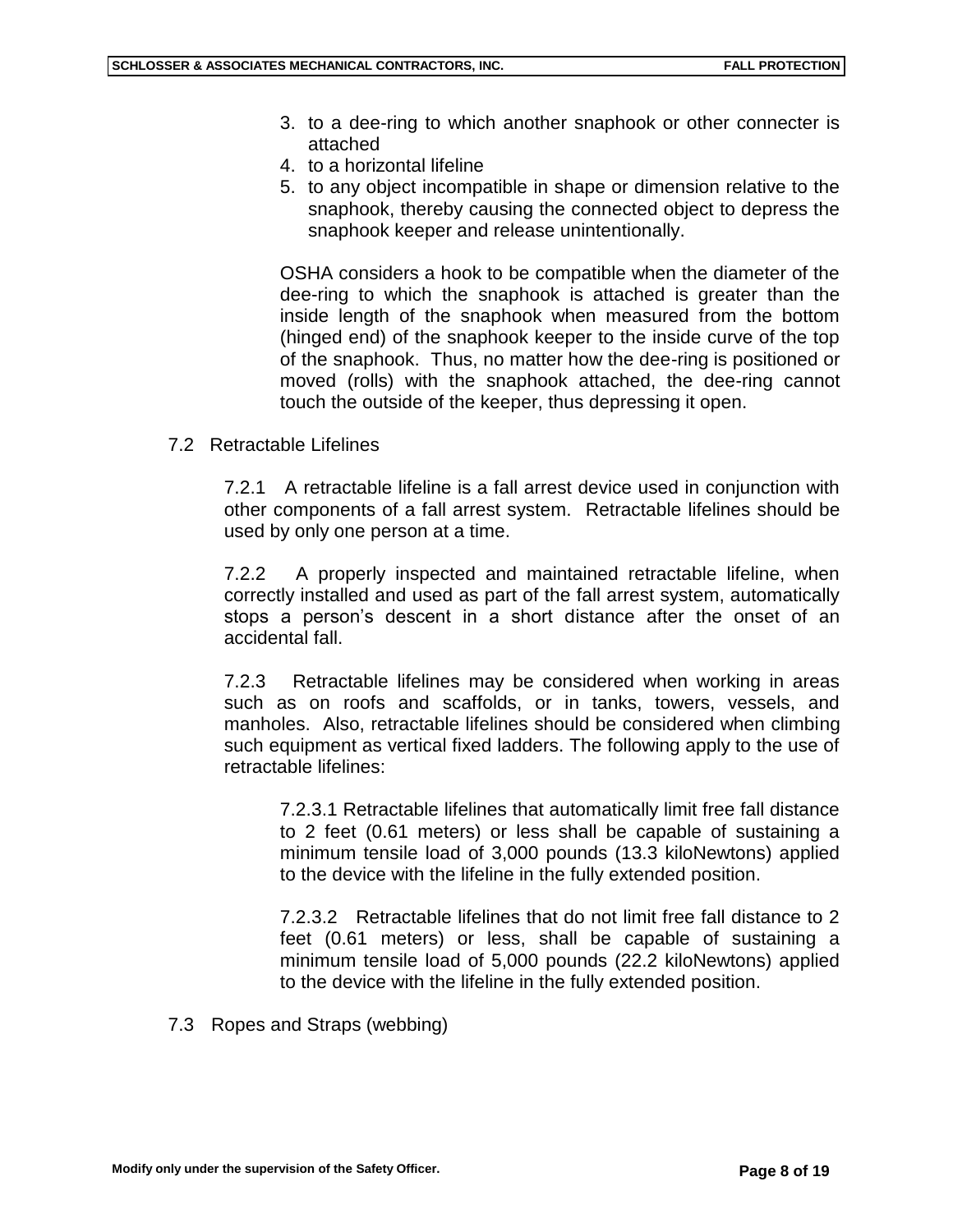3. to a dee-ring to which another snaphook or other connecter is attached
4. to a horizontal lifeline
5. to any object incompatible in shape or dimension relative to the snaphook, thereby causing the connected object to depress the snaphook keeper and release unintentionally.

OSHA considers a hook to be compatible when the diameter of the dee-ring to which the snaphook is attached is greater than the inside length of the snaphook when measured from the bottom (hinged end) of the snaphook keeper to the inside curve of the top of the snaphook. Thus, no matter how the dee-ring is positioned or moved (rolls) with the snaphook attached, the dee-ring cannot touch the outside of the keeper, thus depressing it open.

7.2 Retractable Lifelines

7.2.1 A retractable lifeline is a fall arrest device used in conjunction with other components of a fall arrest system. Retractable lifelines should be used by only one person at a time.

7.2.2 A properly inspected and maintained retractable lifeline, when correctly installed and used as part of the fall arrest system, automatically stops a person's descent in a short distance after the onset of an accidental fall.

7.2.3 Retractable lifelines may be considered when working in areas such as on roofs and scaffolds, or in tanks, towers, vessels, and manholes. Also, retractable lifelines should be considered when climbing such equipment as vertical fixed ladders. The following apply to the use of retractable lifelines:

7.2.3.1 Retractable lifelines that automatically limit free fall distance to 2 feet (0.61 meters) or less shall be capable of sustaining a minimum tensile load of 3,000 pounds (13.3 kiloNewtons) applied to the device with the lifeline in the fully extended position.

7.2.3.2 Retractable lifelines that do not limit free fall distance to 2 feet (0.61 meters) or less, shall be capable of sustaining a minimum tensile load of 5,000 pounds (22.2 kiloNewtons) applied to the device with the lifeline in the fully extended position.

7.3 Ropes and Straps (webbing)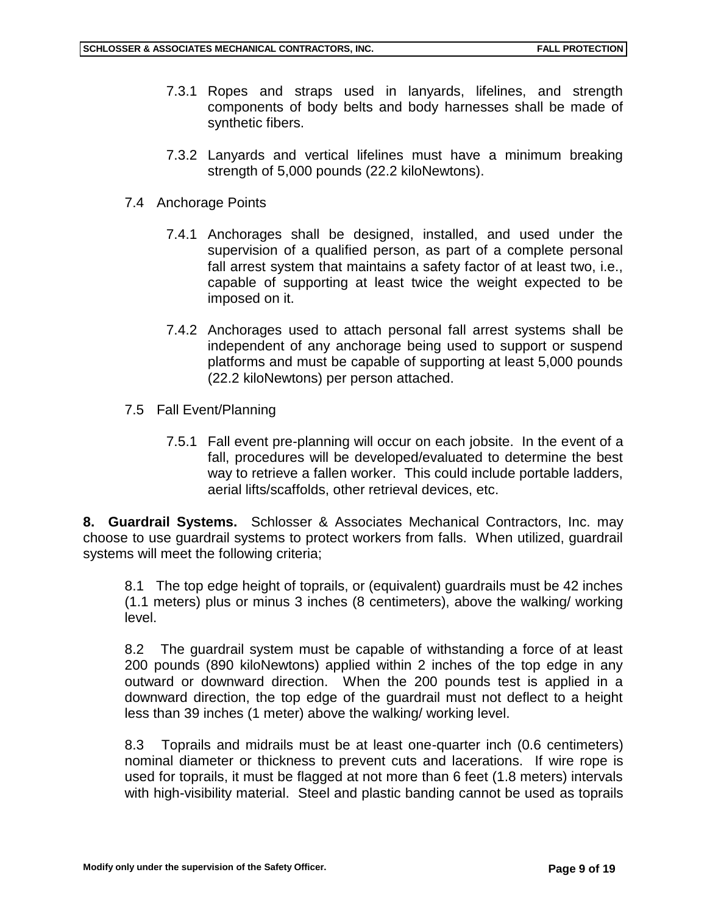7.3.1 Ropes and straps used in lanyards, lifelines, and strength components of body belts and body harnesses shall be made of synthetic fibers.

7.3.2 Lanyards and vertical lifelines must have a minimum breaking strength of 5,000 pounds (22.2 kiloNewtons).

7.4 Anchorage Points

7.4.1 Anchorages shall be designed, installed, and used under the supervision of a qualified person, as part of a complete personal fall arrest system that maintains a safety factor of at least two, i.e., capable of supporting at least twice the weight expected to be imposed on it.

7.4.2 Anchorages used to attach personal fall arrest systems shall be independent of any anchorage being used to support or suspend platforms and must be capable of supporting at least 5,000 pounds (22.2 kiloNewtons) per person attached.

7.5 Fall Event/Planning

7.5.1 Fall event pre-planning will occur on each jobsite. In the event of a fall, procedures will be developed/evaluated to determine the best way to retrieve a fallen worker. This could include portable ladders, aerial lifts/scaffolds, other retrieval devices, etc.

**8. Guardrail Systems.** Schlosser & Associates Mechanical Contractors, Inc. may choose to use guardrail systems to protect workers from falls. When utilized, guardrail systems will meet the following criteria;

8.1 The top edge height of toprails, or (equivalent) guardrails must be 42 inches (1.1 meters) plus or minus 3 inches (8 centimeters), above the walking/ working level.

8.2 The guardrail system must be capable of withstanding a force of at least 200 pounds (890 kiloNewtons) applied within 2 inches of the top edge in any outward or downward direction. When the 200 pounds test is applied in a downward direction, the top edge of the guardrail must not deflect to a height less than 39 inches (1 meter) above the walking/ working level.

8.3 Toprails and midrails must be at least one-quarter inch (0.6 centimeters) nominal diameter or thickness to prevent cuts and lacerations. If wire rope is used for toprails, it must be flagged at not more than 6 feet (1.8 meters) intervals with high-visibility material. Steel and plastic banding cannot be used as toprails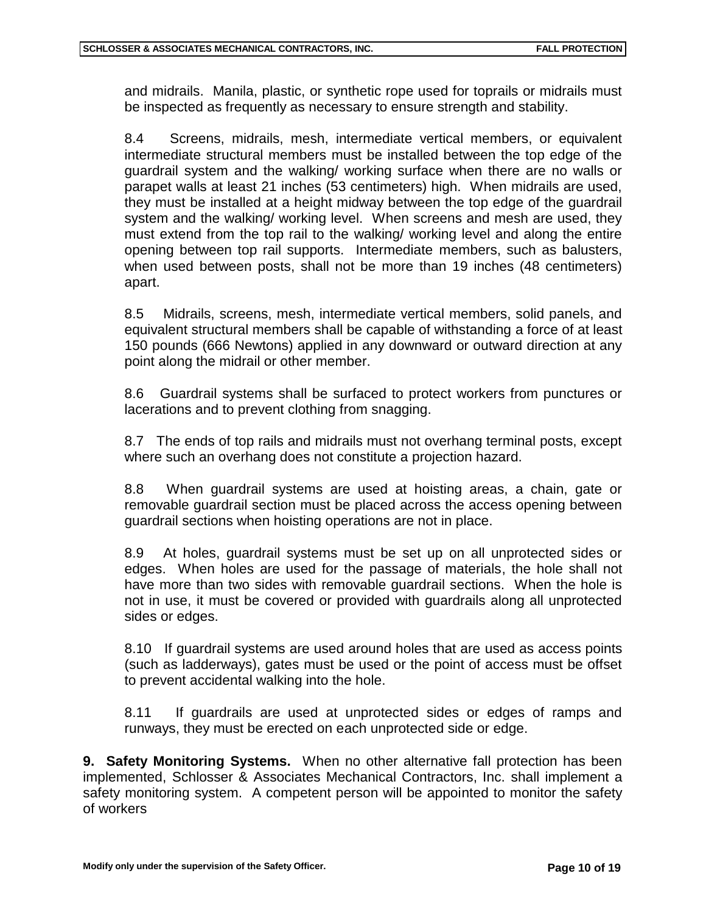and midrails. Manila, plastic, or synthetic rope used for toprails or midrails must be inspected as frequently as necessary to ensure strength and stability.

8.4 Screens, midrails, mesh, intermediate vertical members, or equivalent intermediate structural members must be installed between the top edge of the guardrail system and the walking/ working surface when there are no walls or parapet walls at least 21 inches (53 centimeters) high. When midrails are used, they must be installed at a height midway between the top edge of the guardrail system and the walking/ working level. When screens and mesh are used, they must extend from the top rail to the walking/ working level and along the entire opening between top rail supports. Intermediate members, such as balusters, when used between posts, shall not be more than 19 inches (48 centimeters) apart.

8.5 Midrails, screens, mesh, intermediate vertical members, solid panels, and equivalent structural members shall be capable of withstanding a force of at least 150 pounds (666 Newtons) applied in any downward or outward direction at any point along the midrail or other member.

8.6 Guardrail systems shall be surfaced to protect workers from punctures or lacerations and to prevent clothing from snagging.

8.7 The ends of top rails and midrails must not overhang terminal posts, except where such an overhang does not constitute a projection hazard.

8.8 When guardrail systems are used at hoisting areas, a chain, gate or removable guardrail section must be placed across the access opening between guardrail sections when hoisting operations are not in place.

8.9 At holes, guardrail systems must be set up on all unprotected sides or edges. When holes are used for the passage of materials, the hole shall not have more than two sides with removable guardrail sections. When the hole is not in use, it must be covered or provided with guardrails along all unprotected sides or edges.

8.10 If guardrail systems are used around holes that are used as access points (such as ladderways), gates must be used or the point of access must be offset to prevent accidental walking into the hole.

8.11 If guardrails are used at unprotected sides or edges of ramps and runways, they must be erected on each unprotected side or edge.

**9. Safety Monitoring Systems.** When no other alternative fall protection has been implemented, Schlosser & Associates Mechanical Contractors, Inc. shall implement a safety monitoring system. A competent person will be appointed to monitor the safety of workers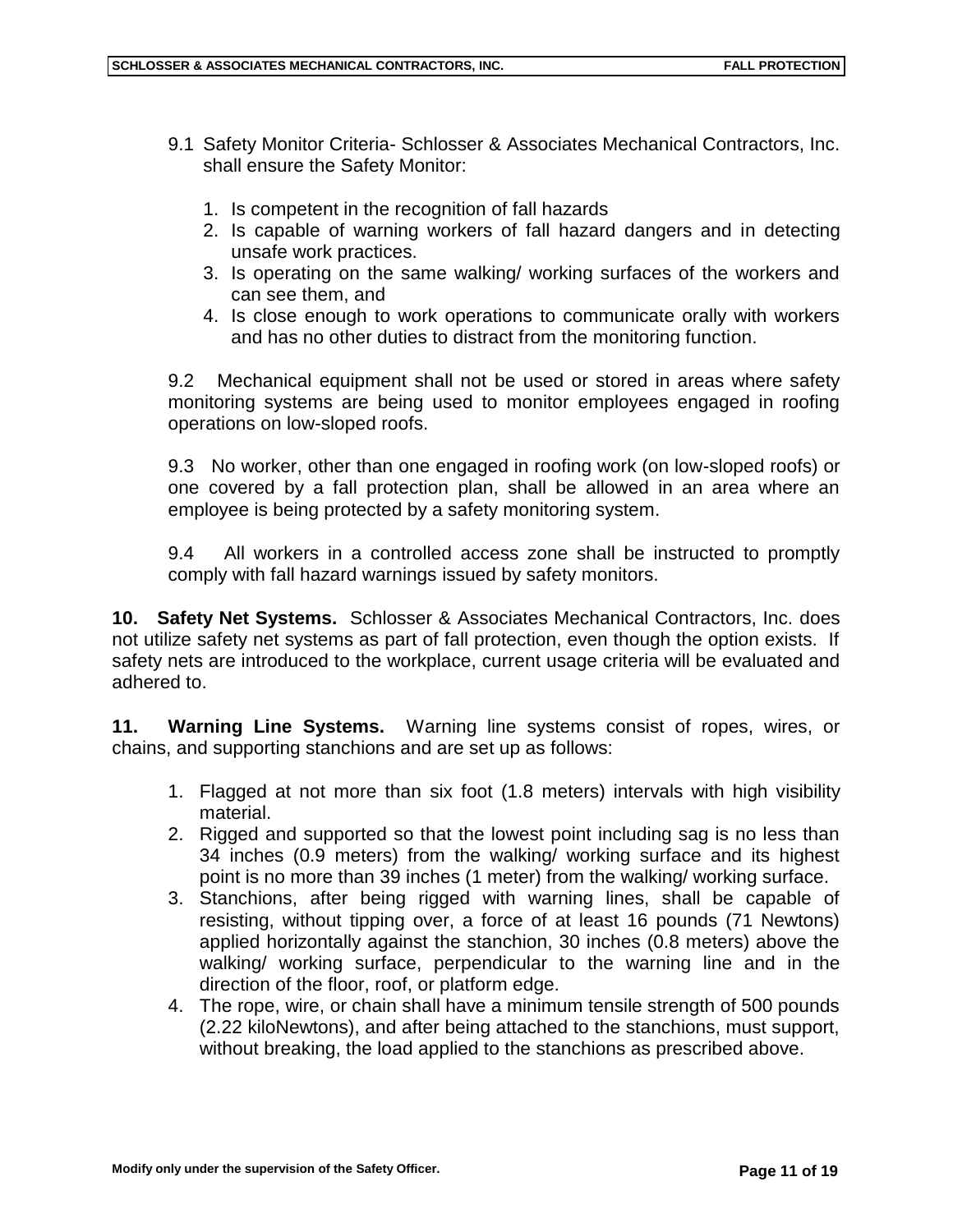9.1 Safety Monitor Criteria- Schlosser & Associates Mechanical Contractors, Inc. shall ensure the Safety Monitor:

1. Is competent in the recognition of fall hazards
2. Is capable of warning workers of fall hazard dangers and in detecting unsafe work practices.
3. Is operating on the same walking/ working surfaces of the workers and can see them, and
4. Is close enough to work operations to communicate orally with workers and has no other duties to distract from the monitoring function.

9.2 Mechanical equipment shall not be used or stored in areas where safety monitoring systems are being used to monitor employees engaged in roofing operations on low-sloped roofs.

9.3 No worker, other than one engaged in roofing work (on low-sloped roofs) or one covered by a fall protection plan, shall be allowed in an area where an employee is being protected by a safety monitoring system.

9.4 All workers in a controlled access zone shall be instructed to promptly comply with fall hazard warnings issued by safety monitors.

**10. Safety Net Systems.** Schlosser & Associates Mechanical Contractors, Inc. does not utilize safety net systems as part of fall protection, even though the option exists. If safety nets are introduced to the workplace, current usage criteria will be evaluated and adhered to.

**11. Warning Line Systems.** Warning line systems consist of ropes, wires, or chains, and supporting stanchions and are set up as follows:

1. Flagged at not more than six foot (1.8 meters) intervals with high visibility material.
2. Rigged and supported so that the lowest point including sag is no less than 34 inches (0.9 meters) from the walking/ working surface and its highest point is no more than 39 inches (1 meter) from the walking/ working surface.
3. Stanchions, after being rigged with warning lines, shall be capable of resisting, without tipping over, a force of at least 16 pounds (71 Newtons) applied horizontally against the stanchion, 30 inches (0.8 meters) above the walking/ working surface, perpendicular to the warning line and in the direction of the floor, roof, or platform edge.
4. The rope, wire, or chain shall have a minimum tensile strength of 500 pounds (2.22 kiloNewtons), and after being attached to the stanchions, must support, without breaking, the load applied to the stanchions as prescribed above.

Modify only under the supervision of the Safety Officer.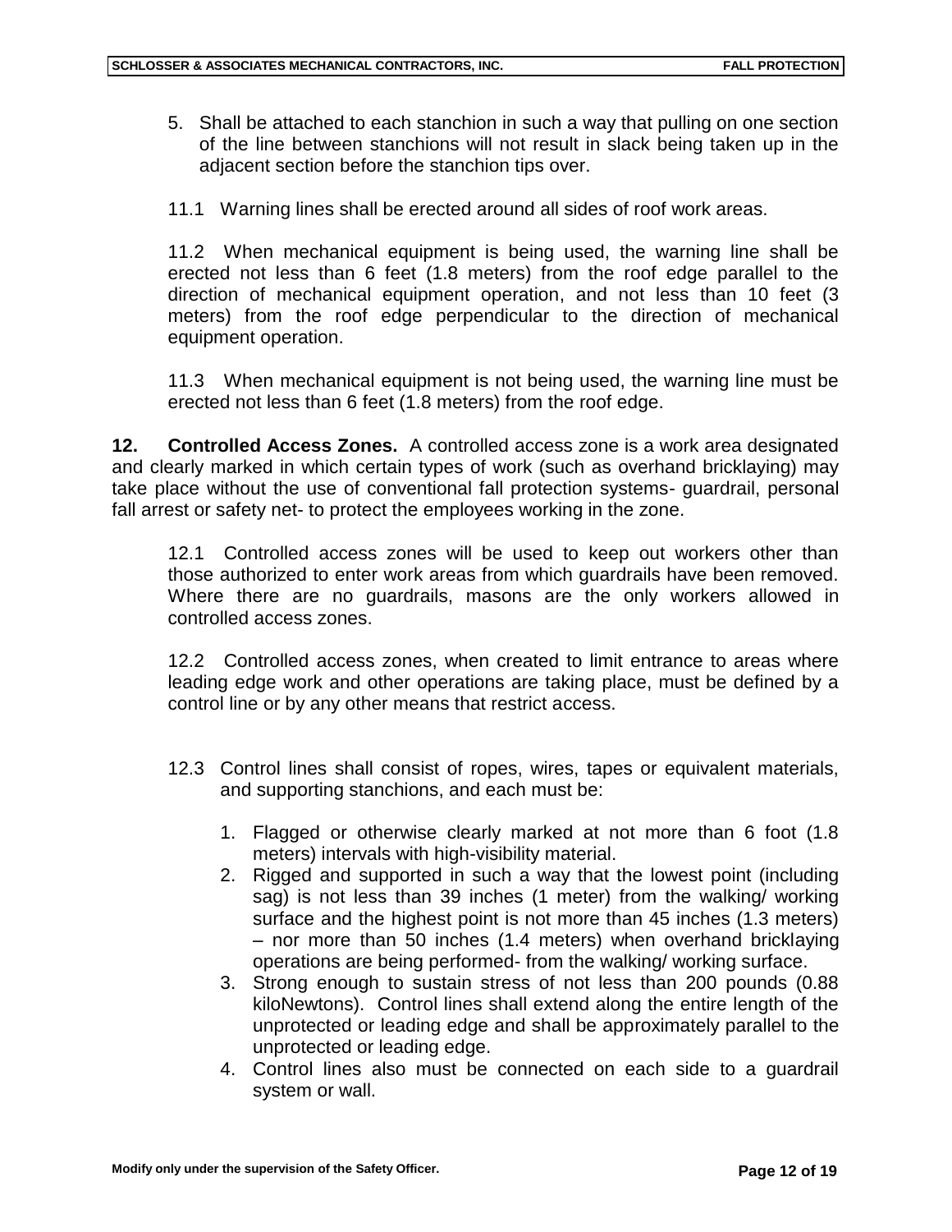5. Shall be attached to each stanchion in such a way that pulling on one section of the line between stanchions will not result in slack being taken up in the adjacent section before the stanchion tips over.

11.1 Warning lines shall be erected around all sides of roof work areas.

11.2 When mechanical equipment is being used, the warning line shall be erected not less than 6 feet (1.8 meters) from the roof edge parallel to the direction of mechanical equipment operation, and not less than 10 feet (3 meters) from the roof edge perpendicular to the direction of mechanical equipment operation.

11.3 When mechanical equipment is not being used, the warning line must be erected not less than 6 feet (1.8 meters) from the roof edge.

**12. Controlled Access Zones.** A controlled access zone is a work area designated and clearly marked in which certain types of work (such as overhand bricklaying) may take place without the use of conventional fall protection systems- guardrail, personal fall arrest or safety net- to protect the employees working in the zone.

12.1 Controlled access zones will be used to keep out workers other than those authorized to enter work areas from which guardrails have been removed. Where there are no guardrails, masons are the only workers allowed in controlled access zones.

12.2 Controlled access zones, when created to limit entrance to areas where leading edge work and other operations are taking place, must be defined by a control line or by any other means that restrict access.

12.3 Control lines shall consist of ropes, wires, tapes or equivalent materials, and supporting stanchions, and each must be:

1. Flagged or otherwise clearly marked at not more than 6 foot (1.8 meters) intervals with high-visibility material.
2. Rigged and supported in such a way that the lowest point (including sag) is not less than 39 inches (1 meter) from the walking/ working surface and the highest point is not more than 45 inches (1.3 meters) – nor more than 50 inches (1.4 meters) when overhand bricklaying operations are being performed- from the walking/ working surface.
3. Strong enough to sustain stress of not less than 200 pounds (0.88 kiloNewtons). Control lines shall extend along the entire length of the unprotected or leading edge and shall be approximately parallel to the unprotected or leading edge.
4. Control lines also must be connected on each side to a guardrail system or wall.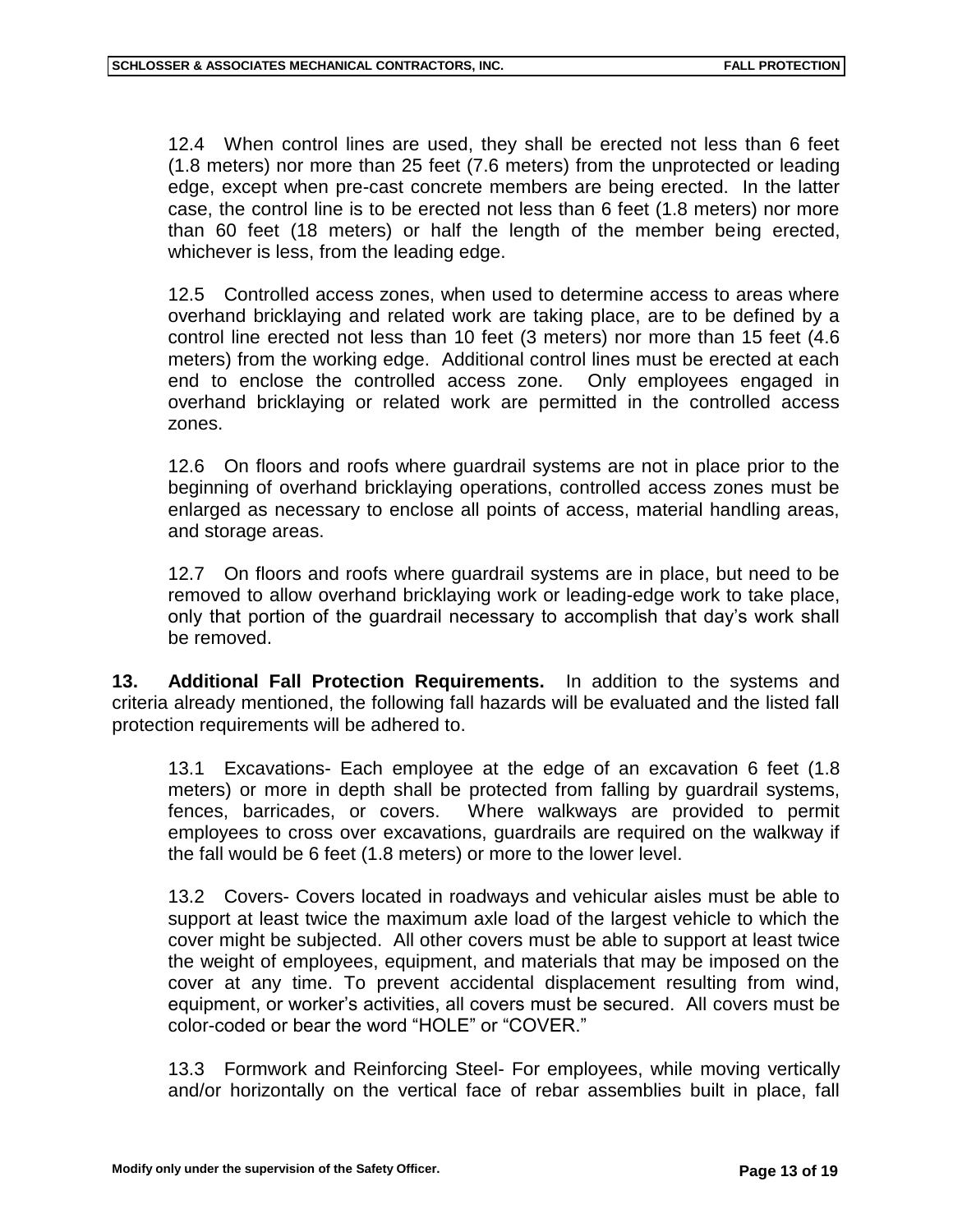12.4 When control lines are used, they shall be erected not less than 6 feet (1.8 meters) nor more than 25 feet (7.6 meters) from the unprotected or leading edge, except when pre-cast concrete members are being erected. In the latter case, the control line is to be erected not less than 6 feet (1.8 meters) nor more than 60 feet (18 meters) or half the length of the member being erected, whichever is less, from the leading edge.

12.5 Controlled access zones, when used to determine access to areas where overhand bricklaying and related work are taking place, are to be defined by a control line erected not less than 10 feet (3 meters) nor more than 15 feet (4.6 meters) from the working edge. Additional control lines must be erected at each end to enclose the controlled access zone. Only employees engaged in overhand bricklaying or related work are permitted in the controlled access zones.

12.6 On floors and roofs where guardrail systems are not in place prior to the beginning of overhand bricklaying operations, controlled access zones must be enlarged as necessary to enclose all points of access, material handling areas, and storage areas.

12.7 On floors and roofs where guardrail systems are in place, but need to be removed to allow overhand bricklaying work or leading-edge work to take place, only that portion of the guardrail necessary to accomplish that day's work shall be removed.

**13. Additional Fall Protection Requirements.** In addition to the systems and criteria already mentioned, the following fall hazards will be evaluated and the listed fall protection requirements will be adhered to.

13.1 Excavations- Each employee at the edge of an excavation 6 feet (1.8 meters) or more in depth shall be protected from falling by guardrail systems, fences, barricades, or covers. Where walkways are provided to permit employees to cross over excavations, guardrails are required on the walkway if the fall would be 6 feet (1.8 meters) or more to the lower level.

13.2 Covers- Covers located in roadways and vehicular aisles must be able to support at least twice the maximum axle load of the largest vehicle to which the cover might be subjected. All other covers must be able to support at least twice the weight of employees, equipment, and materials that may be imposed on the cover at any time. To prevent accidental displacement resulting from wind, equipment, or worker's activities, all covers must be secured. All covers must be color-coded or bear the word "HOLE" or "COVER."

13.3 Formwork and Reinforcing Steel- For employees, while moving vertically and/or horizontally on the vertical face of rebar assemblies built in place, fall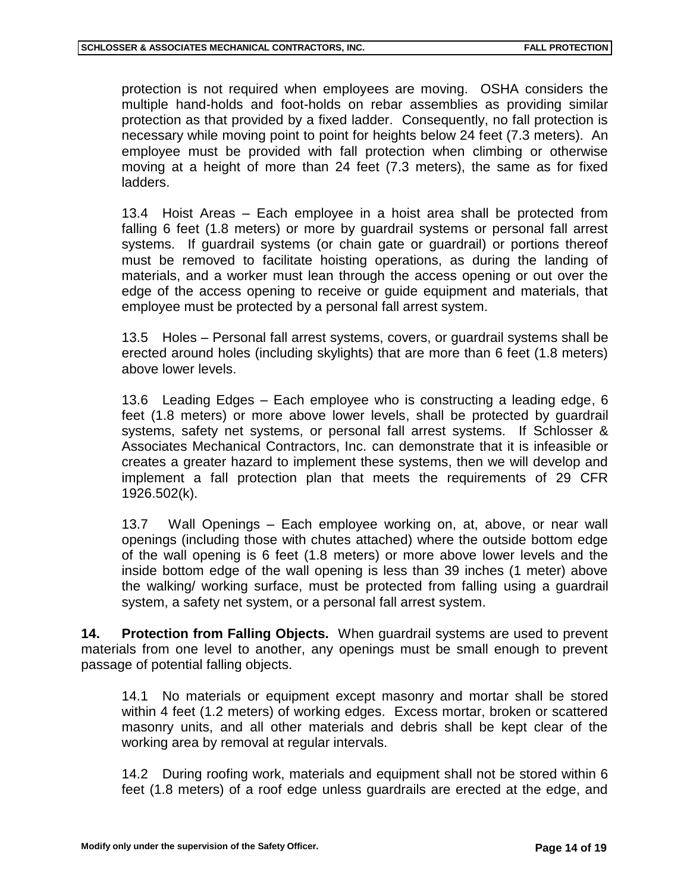protection is not required when employees are moving. OSHA considers the multiple hand-holds and foot-holds on rebar assemblies as providing similar protection as that provided by a fixed ladder. Consequently, no fall protection is necessary while moving point to point for heights below 24 feet (7.3 meters). An employee must be provided with fall protection when climbing or otherwise moving at a height of more than 24 feet (7.3 meters), the same as for fixed ladders.

13.4 Hoist Areas – Each employee in a hoist area shall be protected from falling 6 feet (1.8 meters) or more by guardrail systems or personal fall arrest systems. If guardrail systems (or chain gate or guardrail) or portions thereof must be removed to facilitate hoisting operations, as during the landing of materials, and a worker must lean through the access opening or out over the edge of the access opening to receive or guide equipment and materials, that employee must be protected by a personal fall arrest system.

13.5 Holes – Personal fall arrest systems, covers, or guardrail systems shall be erected around holes (including skylights) that are more than 6 feet (1.8 meters) above lower levels.

13.6 Leading Edges – Each employee who is constructing a leading edge, 6 feet (1.8 meters) or more above lower levels, shall be protected by guardrail systems, safety net systems, or personal fall arrest systems. If Schlosser & Associates Mechanical Contractors, Inc. can demonstrate that it is infeasible or creates a greater hazard to implement these systems, then we will develop and implement a fall protection plan that meets the requirements of 29 CFR 1926.502(k).

13.7 Wall Openings – Each employee working on, at, above, or near wall openings (including those with chutes attached) where the outside bottom edge of the wall opening is 6 feet (1.8 meters) or more above lower levels and the inside bottom edge of the wall opening is less than 39 inches (1 meter) above the walking/ working surface, must be protected from falling using a guardrail system, a safety net system, or a personal fall arrest system.

**14. Protection from Falling Objects.** When guardrail systems are used to prevent materials from one level to another, any openings must be small enough to prevent passage of potential falling objects.

14.1 No materials or equipment except masonry and mortar shall be stored within 4 feet (1.2 meters) of working edges. Excess mortar, broken or scattered masonry units, and all other materials and debris shall be kept clear of the working area by removal at regular intervals.

14.2 During roofing work, materials and equipment shall not be stored within 6 feet (1.8 meters) of a roof edge unless guardrails are erected at the edge, and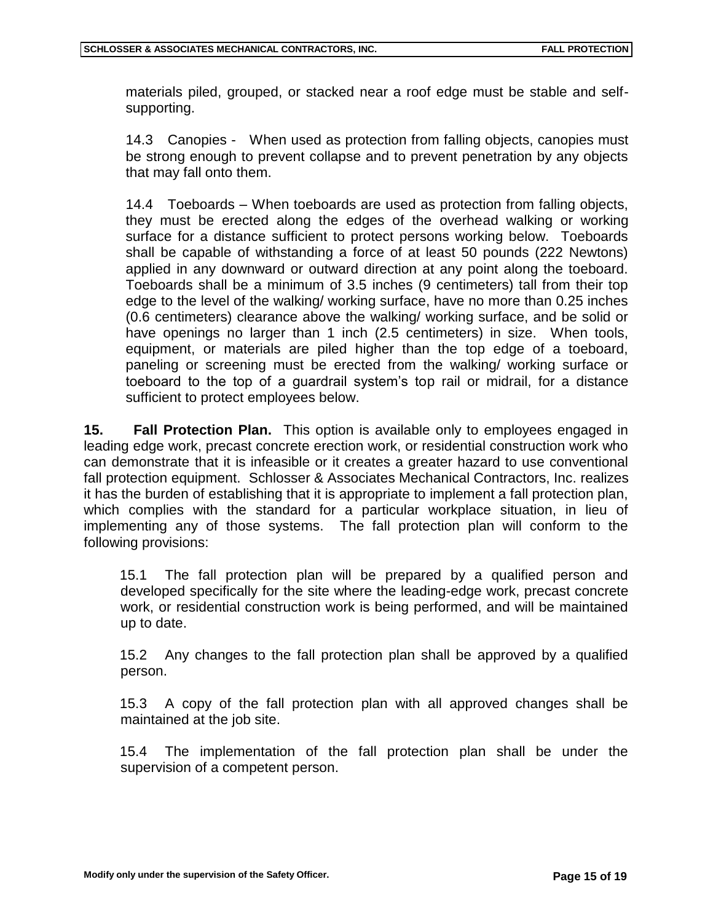materials piled, grouped, or stacked near a roof edge must be stable and self-supporting.

14.3 Canopies - When used as protection from falling objects, canopies must be strong enough to prevent collapse and to prevent penetration by any objects that may fall onto them.

14.4 Toeboards – When toeboards are used as protection from falling objects, they must be erected along the edges of the overhead walking or working surface for a distance sufficient to protect persons working below. Toeboards shall be capable of withstanding a force of at least 50 pounds (222 Newtons) applied in any downward or outward direction at any point along the toeboard. Toeboards shall be a minimum of 3.5 inches (9 centimeters) tall from their top edge to the level of the walking/ working surface, have no more than 0.25 inches (0.6 centimeters) clearance above the walking/ working surface, and be solid or have openings no larger than 1 inch (2.5 centimeters) in size. When tools, equipment, or materials are piled higher than the top edge of a toeboard, paneling or screening must be erected from the walking/ working surface or toeboard to the top of a guardrail system's top rail or midrail, for a distance sufficient to protect employees below.

**15. Fall Protection Plan.** This option is available only to employees engaged in leading edge work, precast concrete erection work, or residential construction work who can demonstrate that it is infeasible or it creates a greater hazard to use conventional fall protection equipment. Schlosser & Associates Mechanical Contractors, Inc. realizes it has the burden of establishing that it is appropriate to implement a fall protection plan, which complies with the standard for a particular workplace situation, in lieu of implementing any of those systems. The fall protection plan will conform to the following provisions:

15.1 The fall protection plan will be prepared by a qualified person and developed specifically for the site where the leading-edge work, precast concrete work, or residential construction work is being performed, and will be maintained up to date.

15.2 Any changes to the fall protection plan shall be approved by a qualified person.

15.3 A copy of the fall protection plan with all approved changes shall be maintained at the job site.

15.4 The implementation of the fall protection plan shall be under the supervision of a competent person.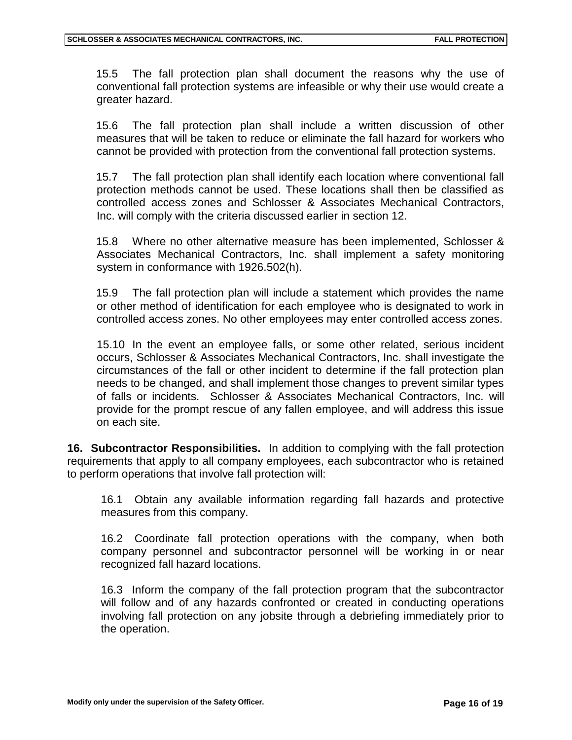15.5 The fall protection plan shall document the reasons why the use of conventional fall protection systems are infeasible or why their use would create a greater hazard.

15.6 The fall protection plan shall include a written discussion of other measures that will be taken to reduce or eliminate the fall hazard for workers who cannot be provided with protection from the conventional fall protection systems.

15.7 The fall protection plan shall identify each location where conventional fall protection methods cannot be used. These locations shall then be classified as controlled access zones and Schlosser & Associates Mechanical Contractors, Inc. will comply with the criteria discussed earlier in section 12.

15.8 Where no other alternative measure has been implemented, Schlosser & Associates Mechanical Contractors, Inc. shall implement a safety monitoring system in conformance with 1926.502(h).

15.9 The fall protection plan will include a statement which provides the name or other method of identification for each employee who is designated to work in controlled access zones. No other employees may enter controlled access zones.

15.10 In the event an employee falls, or some other related, serious incident occurs, Schlosser & Associates Mechanical Contractors, Inc. shall investigate the circumstances of the fall or other incident to determine if the fall protection plan needs to be changed, and shall implement those changes to prevent similar types of falls or incidents. Schlosser & Associates Mechanical Contractors, Inc. will provide for the prompt rescue of any fallen employee, and will address this issue on each site.

**16. Subcontractor Responsibilities.** In addition to complying with the fall protection requirements that apply to all company employees, each subcontractor who is retained to perform operations that involve fall protection will:

16.1 Obtain any available information regarding fall hazards and protective measures from this company.

16.2 Coordinate fall protection operations with the company, when both company personnel and subcontractor personnel will be working in or near recognized fall hazard locations.

16.3 Inform the company of the fall protection program that the subcontractor will follow and of any hazards confronted or created in conducting operations involving fall protection on any jobsite through a debriefing immediately prior to the operation.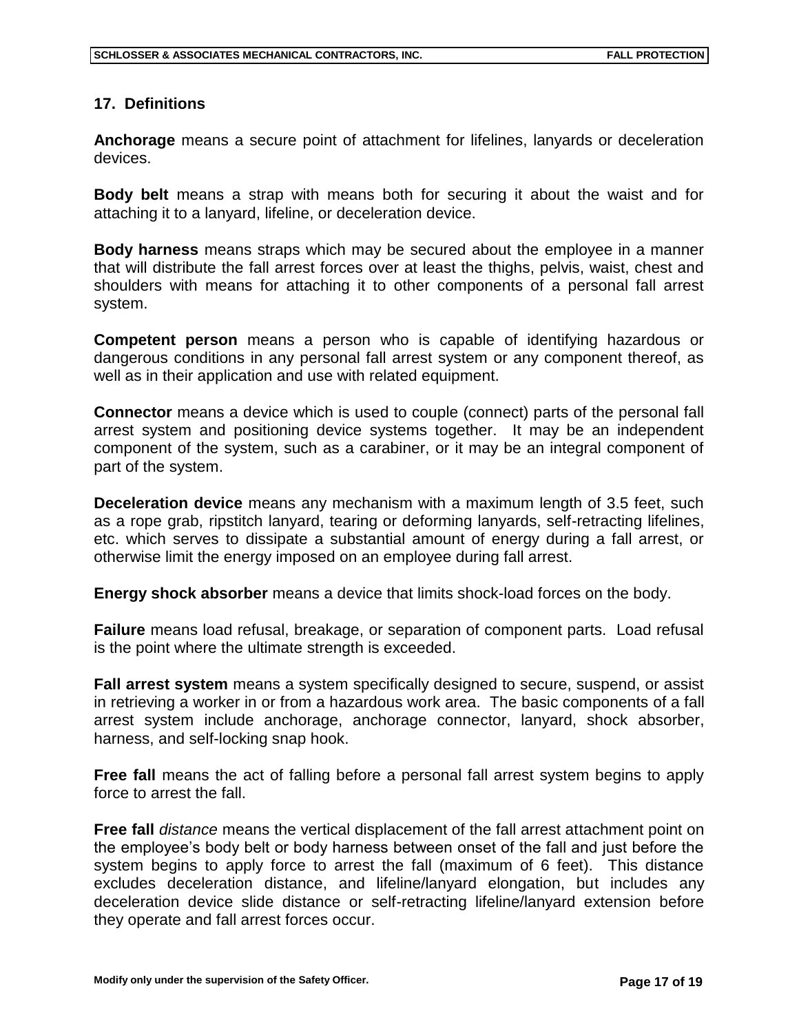## 17. Definitions

**Anchorage** means a secure point of attachment for lifelines, lanyards or deceleration devices.

**Body belt** means a strap with means both for securing it about the waist and for attaching it to a lanyard, lifeline, or deceleration device.

**Body harness** means straps which may be secured about the employee in a manner that will distribute the fall arrest forces over at least the thighs, pelvis, waist, chest and shoulders with means for attaching it to other components of a personal fall arrest system.

**Competent person** means a person who is capable of identifying hazardous or dangerous conditions in any personal fall arrest system or any component thereof, as well as in their application and use with related equipment.

**Connector** means a device which is used to couple (connect) parts of the personal fall arrest system and positioning device systems together. It may be an independent component of the system, such as a carabiner, or it may be an integral component of part of the system.

**Deceleration device** means any mechanism with a maximum length of 3.5 feet, such as a rope grab, ripstitch lanyard, tearing or deforming lanyards, self-retracting lifelines, etc. which serves to dissipate a substantial amount of energy during a fall arrest, or otherwise limit the energy imposed on an employee during fall arrest.

**Energy shock absorber** means a device that limits shock-load forces on the body.

**Failure** means load refusal, breakage, or separation of component parts. Load refusal is the point where the ultimate strength is exceeded.

**Fall arrest system** means a system specifically designed to secure, suspend, or assist in retrieving a worker in or from a hazardous work area. The basic components of a fall arrest system include anchorage, anchorage connector, lanyard, shock absorber, harness, and self-locking snap hook.

**Free fall** means the act of falling before a personal fall arrest system begins to apply force to arrest the fall.

**Free fall** *distance* means the vertical displacement of the fall arrest attachment point on the employee's body belt or body harness between onset of the fall and just before the system begins to apply force to arrest the fall (maximum of 6 feet). This distance excludes deceleration distance, and lifeline/lanyard elongation, but includes any deceleration device slide distance or self-retracting lifeline/lanyard extension before they operate and fall arrest forces occur.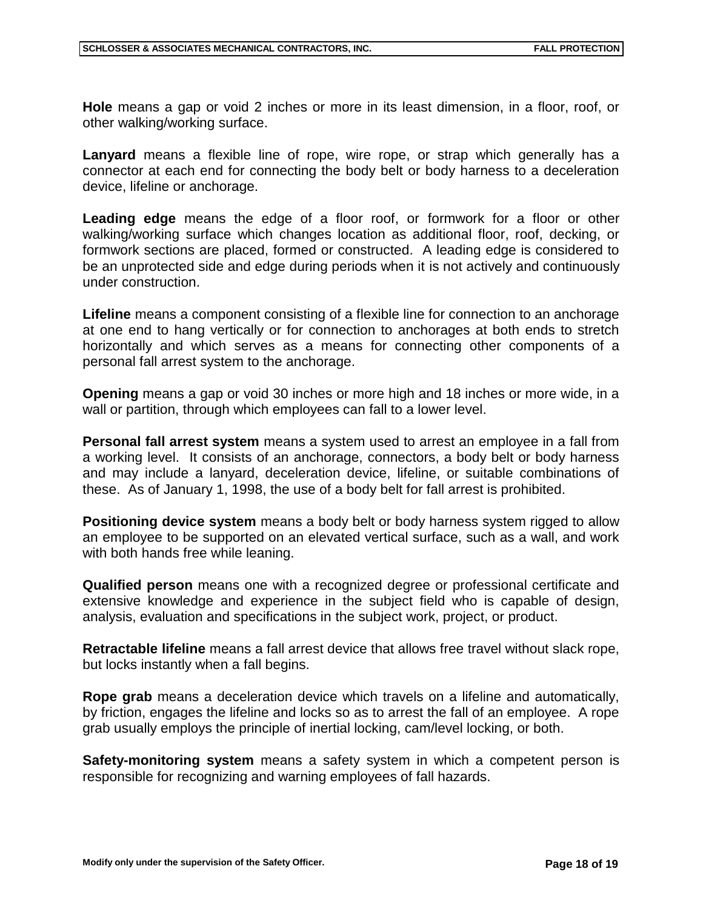**Hole** means a gap or void 2 inches or more in its least dimension, in a floor, roof, or other walking/working surface.

**Lanyard** means a flexible line of rope, wire rope, or strap which generally has a connector at each end for connecting the body belt or body harness to a deceleration device, lifeline or anchorage.

**Leading edge** means the edge of a floor roof, or formwork for a floor or other walking/working surface which changes location as additional floor, roof, decking, or formwork sections are placed, formed or constructed. A leading edge is considered to be an unprotected side and edge during periods when it is not actively and continuously under construction.

**Lifeline** means a component consisting of a flexible line for connection to an anchorage at one end to hang vertically or for connection to anchorages at both ends to stretch horizontally and which serves as a means for connecting other components of a personal fall arrest system to the anchorage.

**Opening** means a gap or void 30 inches or more high and 18 inches or more wide, in a wall or partition, through which employees can fall to a lower level.

**Personal fall arrest system** means a system used to arrest an employee in a fall from a working level. It consists of an anchorage, connectors, a body belt or body harness and may include a lanyard, deceleration device, lifeline, or suitable combinations of these. As of January 1, 1998, the use of a body belt for fall arrest is prohibited.

**Positioning device system** means a body belt or body harness system rigged to allow an employee to be supported on an elevated vertical surface, such as a wall, and work with both hands free while leaning.

**Qualified person** means one with a recognized degree or professional certificate and extensive knowledge and experience in the subject field who is capable of design, analysis, evaluation and specifications in the subject work, project, or product.

**Retractable lifeline** means a fall arrest device that allows free travel without slack rope, but locks instantly when a fall begins.

**Rope grab** means a deceleration device which travels on a lifeline and automatically, by friction, engages the lifeline and locks so as to arrest the fall of an employee. A rope grab usually employs the principle of inertial locking, cam/level locking, or both.

**Safety-monitoring system** means a safety system in which a competent person is responsible for recognizing and warning employees of fall hazards.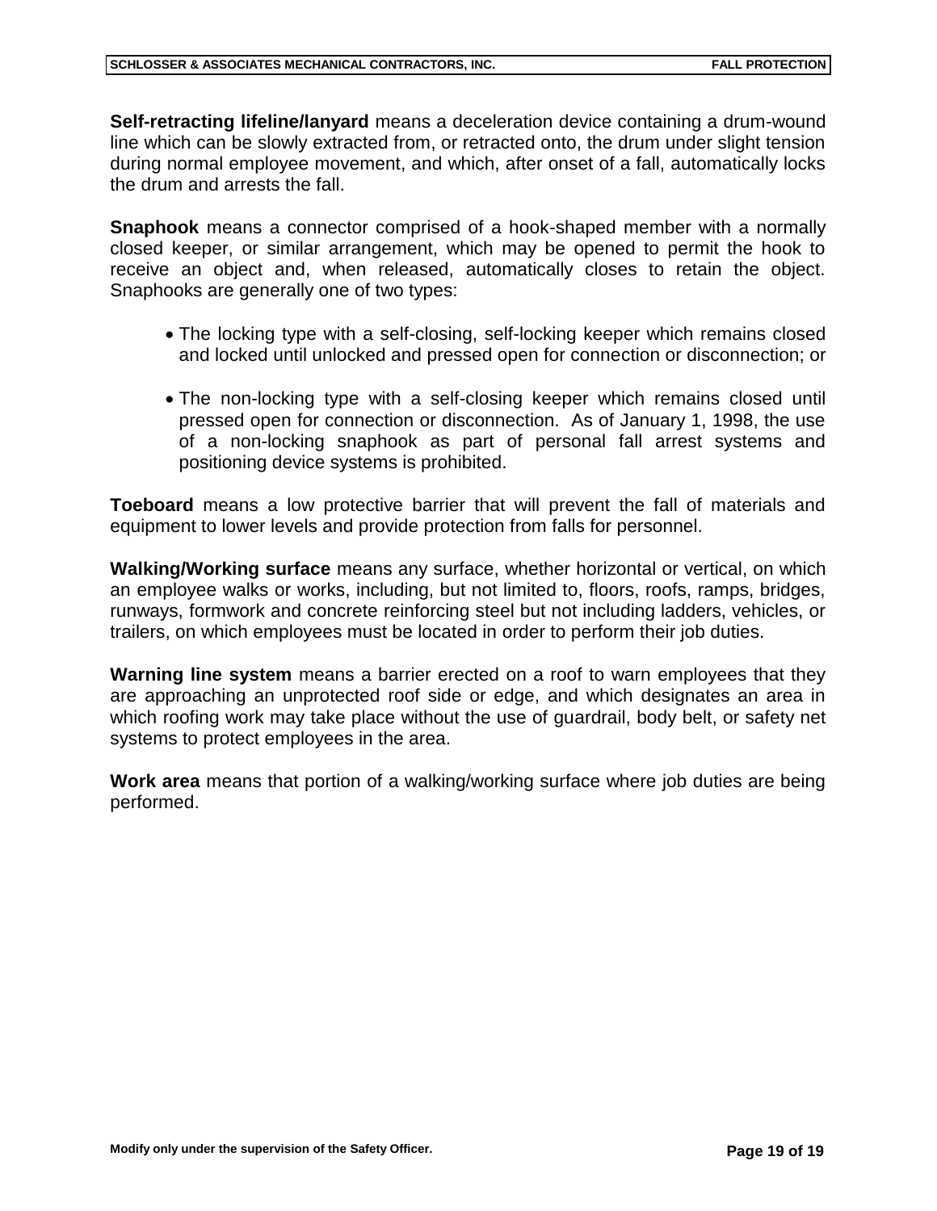**Self-retracting lifeline/lanyard** means a deceleration device containing a drum-wound line which can be slowly extracted from, or retracted onto, the drum under slight tension during normal employee movement, and which, after onset of a fall, automatically locks the drum and arrests the fall.

**Snaphook** means a connector comprised of a hook-shaped member with a normally closed keeper, or similar arrangement, which may be opened to permit the hook to receive an object and, when released, automatically closes to retain the object. Snaphooks are generally one of two types:

- The locking type with a self-closing, self-locking keeper which remains closed and locked until unlocked and pressed open for connection or disconnection; or
- The non-locking type with a self-closing keeper which remains closed until pressed open for connection or disconnection. As of January 1, 1998, the use of a non-locking snaphook as part of personal fall arrest systems and positioning device systems is prohibited.

**Toeboard** means a low protective barrier that will prevent the fall of materials and equipment to lower levels and provide protection from falls for personnel.

**Walking/Working surface** means any surface, whether horizontal or vertical, on which an employee walks or works, including, but not limited to, floors, roofs, ramps, bridges, runways, formwork and concrete reinforcing steel but not including ladders, vehicles, or trailers, on which employees must be located in order to perform their job duties.

**Warning line system** means a barrier erected on a roof to warn employees that they are approaching an unprotected roof side or edge, and which designates an area in which roofing work may take place without the use of guardrail, body belt, or safety net systems to protect employees in the area.

**Work area** means that portion of a walking/working surface where job duties are being performed.